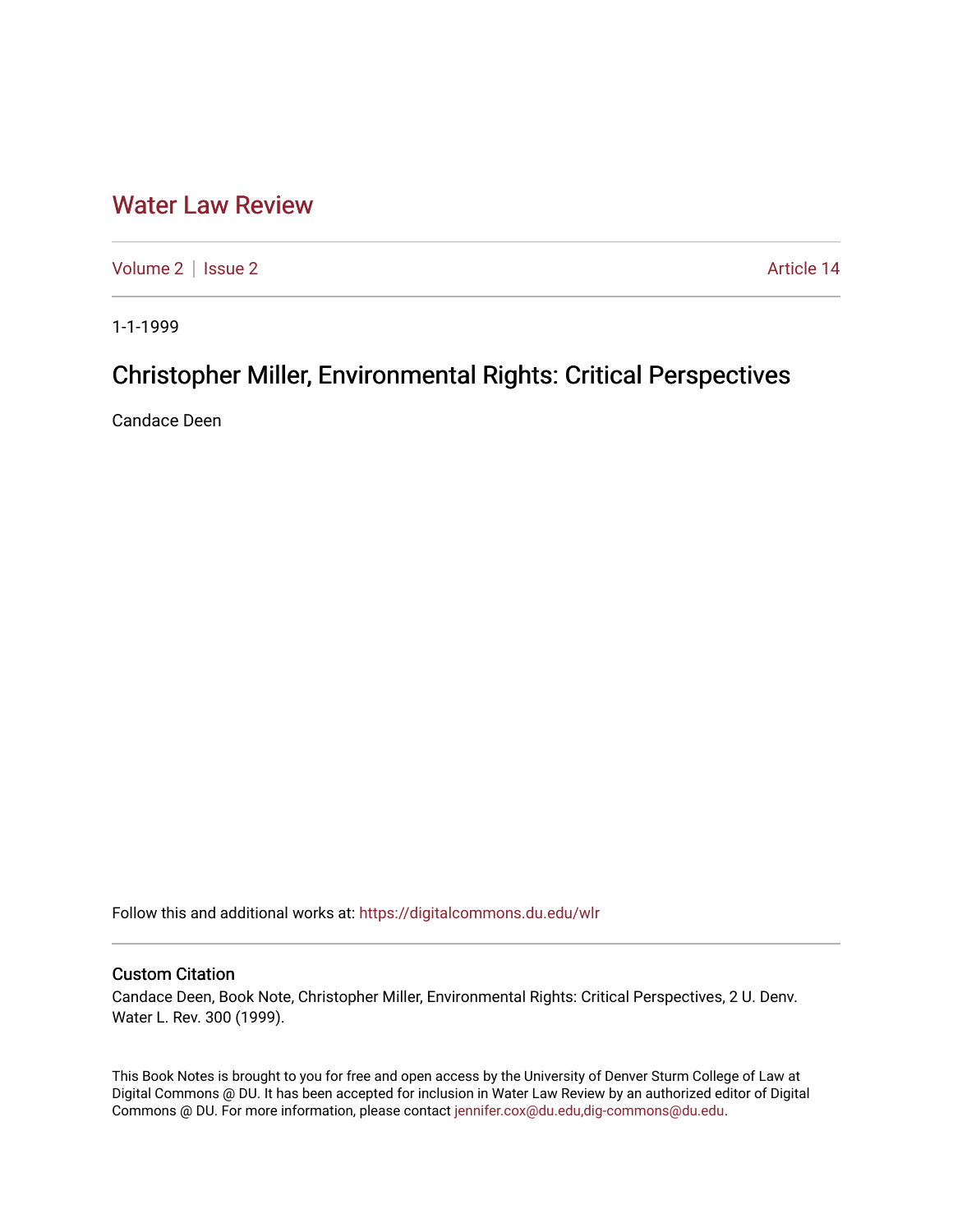# Water Law Review

Volume 2 | Issue 2 Article 14

1-1-1999

## Christopher Miller, Environmental Rights: Critical Perspectives

Candace Deen

Follow this and additional works at: https://digitalcommons.du.edu/wlr

### Custom Citation

Candace Deen, Book Note, Christopher Miller, Environmental Rights: Critical Perspectives, 2 U. Denv. Water L. Rev. 300 (1999).

This Book Notes is brought to you for free and open access by the University of Denver Sturm College of Law at Digital Commons @ DU. It has been accepted for inclusion in Water Law Review by an authorized editor of Digital Commons @ DU. For more information, please contact jennifer.cox@du.edu,dig-commons@du.edu.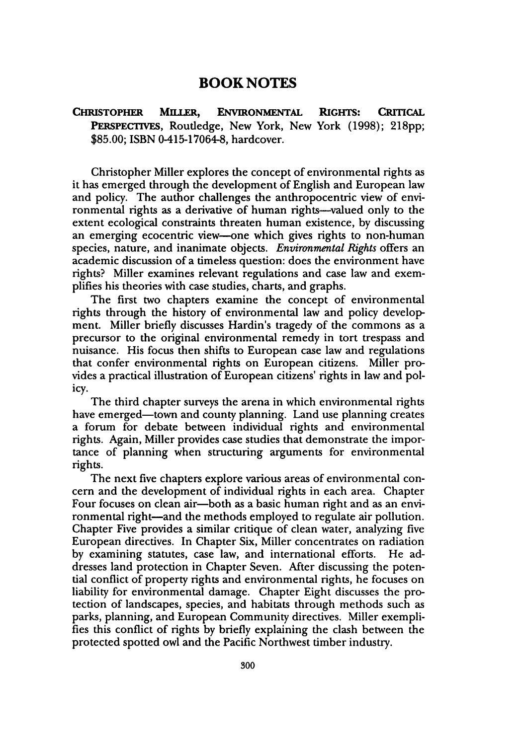# BOOK NOTES

**CHRISTOPHER MILLER, ENVIRONMENTAL RIGHTS: CRITICAL PERSPECTIVES**, Routledge, New York, New York (1998); 218pp; $85.00; ISBN 0-415-17064-8, hardcover.

Christopher Miller explores the concept of environmental rights as it has emerged through the development of English and European law and policy. The author challenges the anthropocentric view of environmental rights as a derivative of human rights—valued only to the extent ecological constraints threaten human existence, by discussing an emerging ecocentric view—one which gives rights to non-human species, nature, and inanimate objects. *Environmental Rights* offers an academic discussion of a timeless question: does the environment have rights? Miller examines relevant regulations and case law and exemplifies his theories with case studies, charts, and graphs.

The first two chapters examine the concept of environmental rights through the history of environmental law and policy development. Miller briefly discusses Hardin's tragedy of the commons as a precursor to the original environmental remedy in tort trespass and nuisance. His focus then shifts to European case law and regulations that confer environmental rights on European citizens. Miller provides a practical illustration of European citizens' rights in law and policy.

The third chapter surveys the arena in which environmental rights have emerged—town and county planning. Land use planning creates a forum for debate between individual rights and environmental rights. Again, Miller provides case studies that demonstrate the importance of planning when structuring arguments for environmental rights.

The next five chapters explore various areas of environmental concern and the development of individual rights in each area. Chapter Four focuses on clean air—both as a basic human right and as an environmental right—and the methods employed to regulate air pollution. Chapter Five provides a similar critique of clean water, analyzing five European directives. In Chapter Six, Miller concentrates on radiation by examining statutes, case law, and international efforts. He addresses land protection in Chapter Seven. After discussing the potential conflict of property rights and environmental rights, he focuses on liability for environmental damage. Chapter Eight discusses the protection of landscapes, species, and habitats through methods such as parks, planning, and European Community directives. Miller exemplifies this conflict of rights by briefly explaining the clash between the protected spotted owl and the Pacific Northwest timber industry.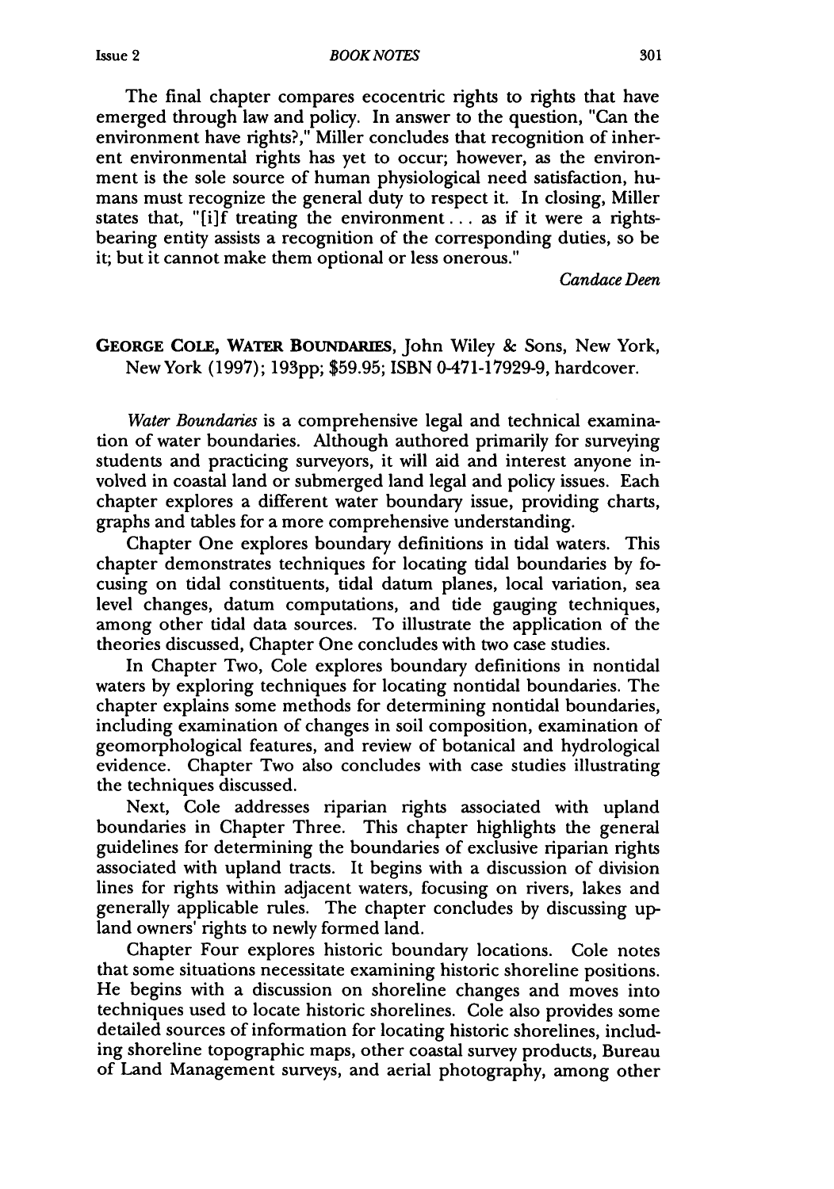The final chapter compares ecocentric rights to rights that have emerged through law and policy. In answer to the question, "Can the environment have rights?," Miller concludes that recognition of inherent environmental rights has yet to occur; however, as the environment is the sole source of human physiological need satisfaction, humans must recognize the general duty to respect it. In closing, Miller states that, "[i]f treating the environment . . . as if it were a rights-bearing entity assists a recognition of the corresponding duties, so be it; but it cannot make them optional or less onerous."

*Candace Deen*

**GEORGE COLE, WATER BOUNDARIES**, John Wiley & Sons, New York, New York (1997); 193pp; $59.95; ISBN 0-471-17929-9, hardcover.

*Water Boundaries* is a comprehensive legal and technical examination of water boundaries. Although authored primarily for surveying students and practicing surveyors, it will aid and interest anyone involved in coastal land or submerged land legal and policy issues. Each chapter explores a different water boundary issue, providing charts, graphs and tables for a more comprehensive understanding.

Chapter One explores boundary definitions in tidal waters. This chapter demonstrates techniques for locating tidal boundaries by focusing on tidal constituents, tidal datum planes, local variation, sea level changes, datum computations, and tide gauging techniques, among other tidal data sources. To illustrate the application of the theories discussed, Chapter One concludes with two case studies.

In Chapter Two, Cole explores boundary definitions in nontidal waters by exploring techniques for locating nontidal boundaries. The chapter explains some methods for determining nontidal boundaries, including examination of changes in soil composition, examination of geomorphological features, and review of botanical and hydrological evidence. Chapter Two also concludes with case studies illustrating the techniques discussed.

Next, Cole addresses riparian rights associated with upland boundaries in Chapter Three. This chapter highlights the general guidelines for determining the boundaries of exclusive riparian rights associated with upland tracts. It begins with a discussion of division lines for rights within adjacent waters, focusing on rivers, lakes and generally applicable rules. The chapter concludes by discussing upland owners' rights to newly formed land.

Chapter Four explores historic boundary locations. Cole notes that some situations necessitate examining historic shoreline positions. He begins with a discussion on shoreline changes and moves into techniques used to locate historic shorelines. Cole also provides some detailed sources of information for locating historic shorelines, including shoreline topographic maps, other coastal survey products, Bureau of Land Management surveys, and aerial photography, among other